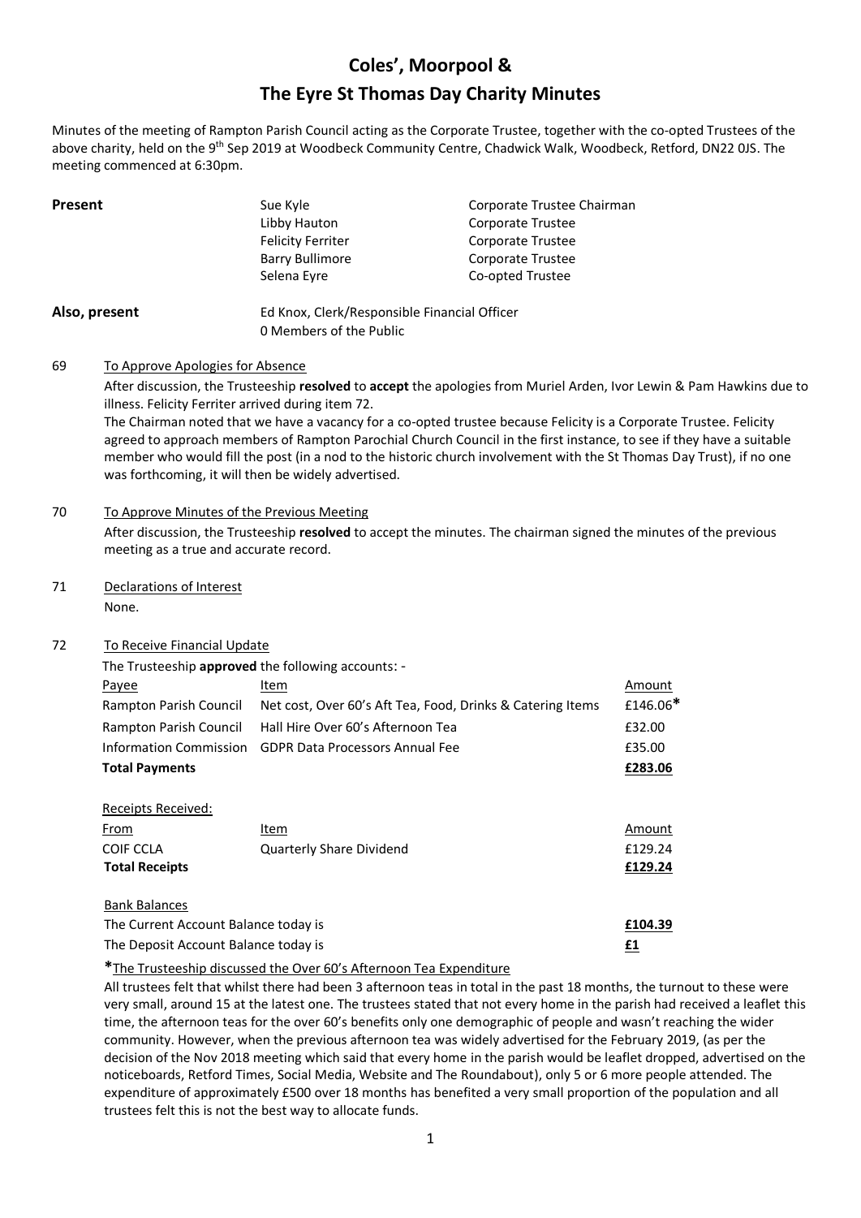# Coles', Moorpool &

# The Eyre St Thomas Day Charity Minutes

Minutes of the meeting of Rampton Parish Council acting as the Corporate Trustee, together with the co-opted Trustees of the above charity, held on the 9th Sep 2019 at Woodbeck Community Centre, Chadwick Walk, Woodbeck, Retford, DN22 0JS. The meeting commenced at 6:30pm.

| **Present** | Sue Kyle | Corporate Trustee Chairman |
|---|---|---|
| | Libby Hauton | Corporate Trustee |
| | Felicity Ferriter | Corporate Trustee |
| | Barry Bullimore | Corporate Trustee |
| | Selena Eyre | Co-opted Trustee |

**Also, present** Ed Knox, Clerk/Responsible Financial Officer
0 Members of the Public

**69** To Approve Apologies for Absence

After discussion, the Trusteeship **resolved** to **accept** the apologies from Muriel Arden, Ivor Lewin & Pam Hawkins due to illness. Felicity Ferriter arrived during item 72.

The Chairman noted that we have a vacancy for a co-opted trustee because Felicity is a Corporate Trustee. Felicity agreed to approach members of Rampton Parochial Church Council in the first instance, to see if they have a suitable member who would fill the post (in a nod to the historic church involvement with the St Thomas Day Trust), if no one was forthcoming, it will then be widely advertised.

**70** To Approve Minutes of the Previous Meeting

After discussion, the Trusteeship **resolved** to accept the minutes. The chairman signed the minutes of the previous meeting as a true and accurate record.

**71** Declarations of Interest

None.

**72** To Receive Financial Update

The Trusteeship **approved** the following accounts: -

| Payee | Item | Amount |
|---|---|---|
| Rampton Parish Council | Net cost, Over 60's Aft Tea, Food, Drinks & Catering Items | £146.06* |
| Rampton Parish Council | Hall Hire Over 60's Afternoon Tea | £32.00 |
| Information Commission | GDPR Data Processors Annual Fee | £35.00 |
| **Total Payments** | | **£283.06** |

Receipts Received:

| From | Item | Amount |
|---|---|---|
| COIF CCLA | Quarterly Share Dividend | £129.24 |
| **Total Receipts** | | **£129.24** |

Bank Balances

| | |
|---|---|
| The Current Account Balance today is | **£104.39** |
| The Deposit Account Balance today is | **£1** |

*The Trusteeship discussed the Over 60's Afternoon Tea Expenditure

All trustees felt that whilst there had been 3 afternoon teas in total in the past 18 months, the turnout to these were very small, around 15 at the latest one. The trustees stated that not every home in the parish had received a leaflet this time, the afternoon teas for the over 60's benefits only one demographic of people and wasn't reaching the wider community. However, when the previous afternoon tea was widely advertised for the February 2019, (as per the decision of the Nov 2018 meeting which said that every home in the parish would be leaflet dropped, advertised on the noticeboards, Retford Times, Social Media, Website and The Roundabout), only 5 or 6 more people attended. The expenditure of approximately £500 over 18 months has benefited a very small proportion of the population and all trustees felt this is not the best way to allocate funds.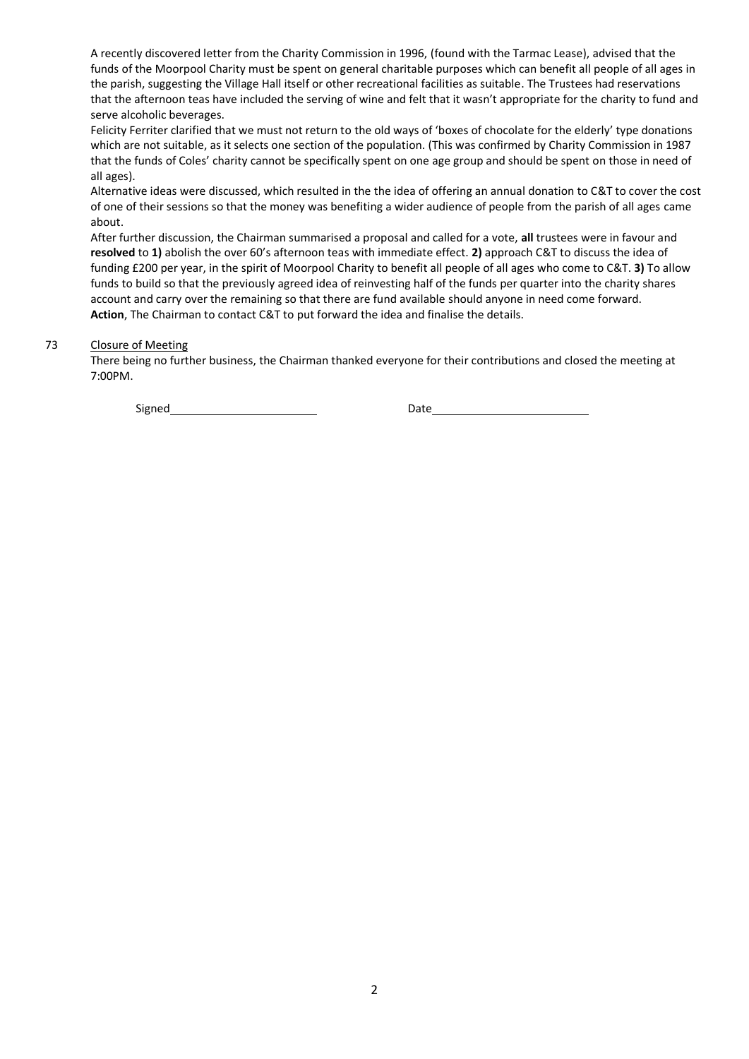A recently discovered letter from the Charity Commission in 1996, (found with the Tarmac Lease), advised that the funds of the Moorpool Charity must be spent on general charitable purposes which can benefit all people of all ages in the parish, suggesting the Village Hall itself or other recreational facilities as suitable. The Trustees had reservations that the afternoon teas have included the serving of wine and felt that it wasn't appropriate for the charity to fund and serve alcoholic beverages.

Felicity Ferriter clarified that we must not return to the old ways of 'boxes of chocolate for the elderly' type donations which are not suitable, as it selects one section of the population. (This was confirmed by Charity Commission in 1987 that the funds of Coles' charity cannot be specifically spent on one age group and should be spent on those in need of all ages).

Alternative ideas were discussed, which resulted in the the idea of offering an annual donation to C&T to cover the cost of one of their sessions so that the money was benefiting a wider audience of people from the parish of all ages came about.

After further discussion, the Chairman summarised a proposal and called for a vote, **all** trustees were in favour and **resolved** to **1)** abolish the over 60's afternoon teas with immediate effect. **2)** approach C&T to discuss the idea of funding £200 per year, in the spirit of Moorpool Charity to benefit all people of all ages who come to C&T. **3)** To allow funds to build so that the previously agreed idea of reinvesting half of the funds per quarter into the charity shares account and carry over the remaining so that there are fund available should anyone in need come forward.

**Action**, The Chairman to contact C&T to put forward the idea and finalise the details.

73 Closure of Meeting

There being no further business, the Chairman thanked everyone for their contributions and closed the meeting at 7:00PM.

Signed\_\_\_\_\_\_\_\_\_\_\_\_\_\_\_\_\_\_\_\_ Date\_\_\_\_\_\_\_\_\_\_\_\_\_\_\_\_\_\_\_\_